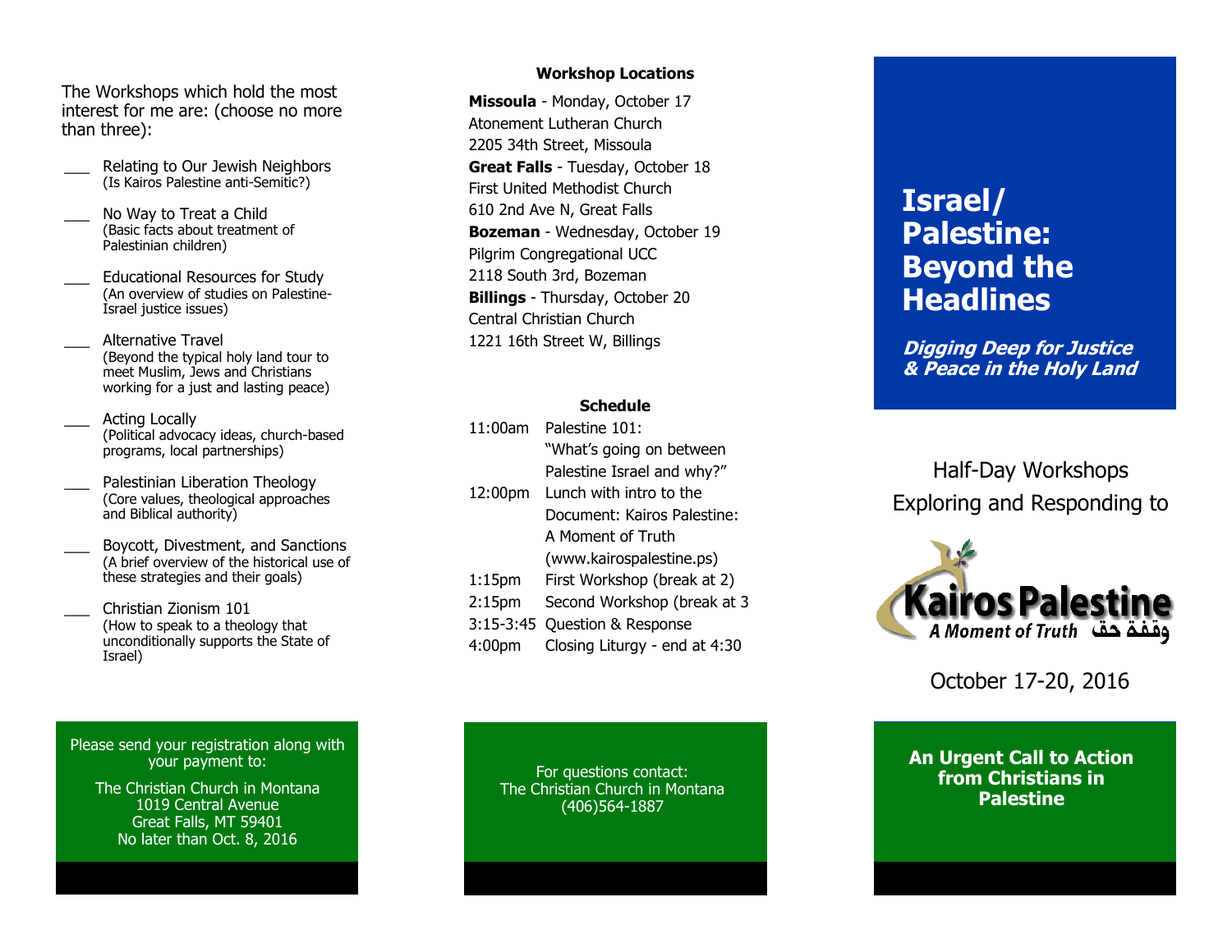The Workshops which hold the most interest for me are: (choose no more than three):

- ___ Relating to Our Jewish Neighbors
  (Is Kairos Palestine anti-Semitic?)
- ___ No Way to Treat a Child
  (Basic facts about treatment of Palestinian children)
- ___ Educational Resources for Study
  (An overview of studies on Palestine-Israel justice issues)
- ___ Alternative Travel
  (Beyond the typical holy land tour to meet Muslim, Jews and Christians working for a just and lasting peace)
- ___ Acting Locally
  (Political advocacy ideas, church-based programs, local partnerships)
- ___ Palestinian Liberation Theology
  (Core values, theological approaches and Biblical authority)
- ___ Boycott, Divestment, and Sanctions
  (A brief overview of the historical use of these strategies and their goals)
- ___ Christian Zionism 101
  (How to speak to a theology that unconditionally supports the State of Israel)

Please send your registration along with your payment to:

The Christian Church in Montana
1019 Central Avenue
Great Falls, MT 59401
No later than Oct. 8, 2016

### Workshop Locations

**Missoula** - Monday, October 17
Atonement Lutheran Church
2205 34th Street, Missoula

**Great Falls** - Tuesday, October 18
First United Methodist Church
610 2nd Ave N, Great Falls

**Bozeman** - Wednesday, October 19
Pilgrim Congregational UCC
2118 South 3rd, Bozeman

**Billings** - Thursday, October 20
Central Christian Church
1221 16th Street W, Billings

### Schedule

| | |
|---|---|
| 11:00am | Palestine 101: "What's going on between Palestine Israel and why?" |
| 12:00pm | Lunch with intro to the Document: Kairos Palestine: A Moment of Truth (www.kairospalestine.ps) |
| 1:15pm | First Workshop (break at 2) |
| 2:15pm | Second Workshop (break at 3 |
| 3:15-3:45 | Question & Response |
| 4:00pm | Closing Liturgy - end at 4:30 |

For questions contact:
The Christian Church in Montana
(406)564-1887

# Israel/ Palestine: Beyond the Headlines

***Digging Deep for Justice & Peace in the Holy Land***

Half-Day Workshops
Exploring and Responding to

Kairos Palestine
A Moment of Truth وقفة حق

October 17-20, 2016

**An Urgent Call to Action from Christians in Palestine**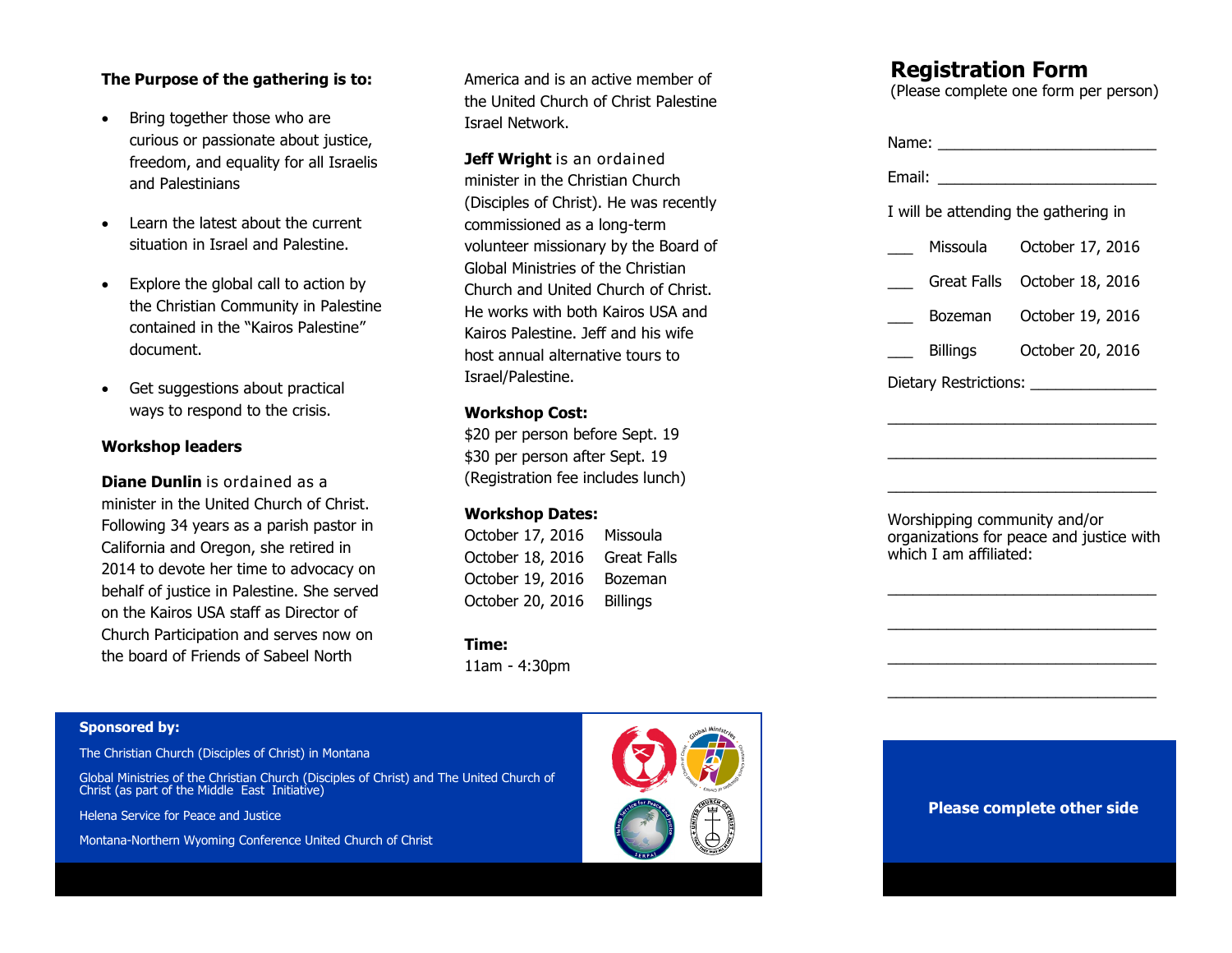**The Purpose of the gathering is to:**

- Bring together those who are curious or passionate about justice, freedom, and equality for all Israelis and Palestinians
- Learn the latest about the current situation in Israel and Palestine.
- Explore the global call to action by the Christian Community in Palestine contained in the "Kairos Palestine" document.
- Get suggestions about practical ways to respond to the crisis.

**Workshop leaders**

**Diane Dunlin** is ordained as a minister in the United Church of Christ. Following 34 years as a parish pastor in California and Oregon, she retired in 2014 to devote her time to advocacy on behalf of justice in Palestine. She served on the Kairos USA staff as Director of Church Participation and serves now on the board of Friends of Sabeel North America and is an active member of the United Church of Christ Palestine Israel Network.

**Jeff Wright** is an ordained minister in the Christian Church (Disciples of Christ). He was recently commissioned as a long-term volunteer missionary by the Board of Global Ministries of the Christian Church and United Church of Christ. He works with both Kairos USA and Kairos Palestine. Jeff and his wife host annual alternative tours to Israel/Palestine.

**Workshop Cost:**
$20 per person before Sept. 19
$30 per person after Sept. 19
(Registration fee includes lunch)

**Workshop Dates:**

| | |
|---|---|
| October 17, 2016 | Missoula |
| October 18, 2016 | Great Falls |
| October 19, 2016 | Bozeman |
| October 20, 2016 | Billings |

**Time:**
11am - 4:30pm

**Sponsored by:**

The Christian Church (Disciples of Christ) in Montana

Global Ministries of the Christian Church (Disciples of Christ) and The United Church of Christ (as part of the Middle East Initiative)

Helena Service for Peace and Justice

Montana-Northern Wyoming Conference United Church of Christ

## Registration Form

(Please complete one form per person)

Name: ___________________________

Email: ___________________________

I will be attending the gathering in

| | | |
|---|---|---|
| ___ | Missoula | October 17, 2016 |
| ___ | Great Falls | October 18, 2016 |
| ___ | Bozeman | October 19, 2016 |
| ___ | Billings | October 20, 2016 |

Dietary Restrictions: _______________

_________________________________

_________________________________

_________________________________

Worshipping community and/or organizations for peace and justice with which I am affiliated:

_________________________________

_________________________________

_________________________________

_________________________________

**Please complete other side**